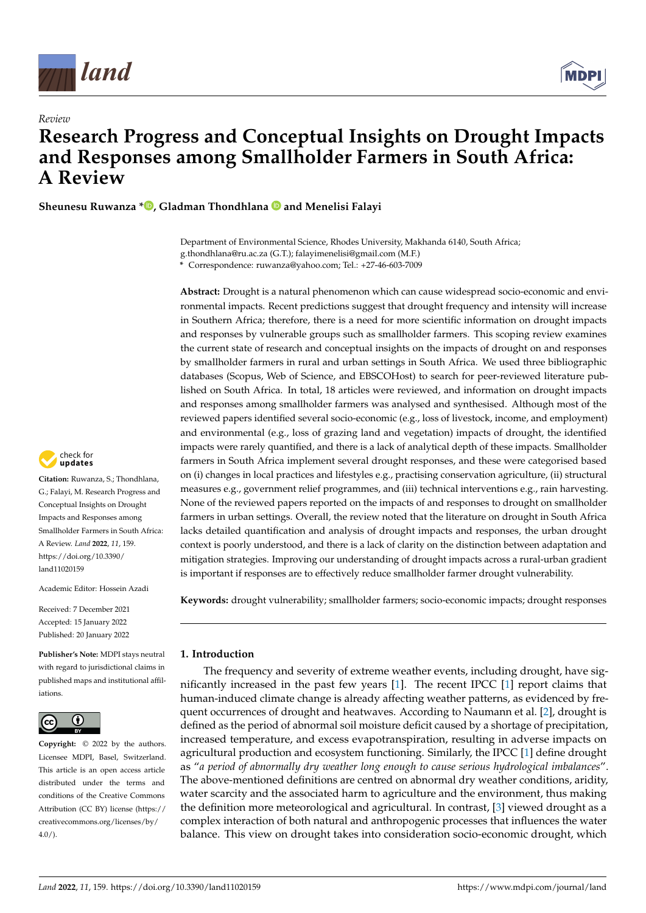*Review*

# Research Progress and Conceptual Insights on Drought Impacts and Responses among Smallholder Farmers in South Africa: A Review

**Sheunesu Ruwanza \*, Gladman Thondhlana and Menelisi Falayi**

Department of Environmental Science, Rhodes University, Makhanda 6140, South Africa; g.thondhlana@ru.ac.za (G.T.); falayimenelisi@gmail.com (M.F.)
\* Correspondence: ruwanza@yahoo.com; Tel.: +27-46-603-7009

**Abstract:** Drought is a natural phenomenon which can cause widespread socio-economic and environmental impacts. Recent predictions suggest that drought frequency and intensity will increase in Southern Africa; therefore, there is a need for more scientific information on drought impacts and responses by vulnerable groups such as smallholder farmers. This scoping review examines the current state of research and conceptual insights on the impacts of drought on and responses by smallholder farmers in rural and urban settings in South Africa. We used three bibliographic databases (Scopus, Web of Science, and EBSCOHost) to search for peer-reviewed literature published on South Africa. In total, 18 articles were reviewed, and information on drought impacts and responses among smallholder farmers was analysed and synthesised. Although most of the reviewed papers identified several socio-economic (e.g., loss of livestock, income, and employment) and environmental (e.g., loss of grazing land and vegetation) impacts of drought, the identified impacts were rarely quantified, and there is a lack of analytical depth of these impacts. Smallholder farmers in South Africa implement several drought responses, and these were categorised based on (i) changes in local practices and lifestyles e.g., practising conservation agriculture, (ii) structural measures e.g., government relief programmes, and (iii) technical interventions e.g., rain harvesting. None of the reviewed papers reported on the impacts of and responses to drought on smallholder farmers in urban settings. Overall, the review noted that the literature on drought in South Africa lacks detailed quantification and analysis of drought impacts and responses, the urban drought context is poorly understood, and there is a lack of clarity on the distinction between adaptation and mitigation strategies. Improving our understanding of drought impacts across a rural-urban gradient is important if responses are to effectively reduce smallholder farmer drought vulnerability.

**Keywords:** drought vulnerability; smallholder farmers; socio-economic impacts; drought responses

**Citation:** Ruwanza, S.; Thondhlana, G.; Falayi, M. Research Progress and Conceptual Insights on Drought Impacts and Responses among Smallholder Farmers in South Africa: A Review. *Land* **2022**, *11*, 159. https://doi.org/10.3390/land11020159

Academic Editor: Hossein Azadi

Received: 7 December 2021
Accepted: 15 January 2022
Published: 20 January 2022

**Publisher's Note:** MDPI stays neutral with regard to jurisdictional claims in published maps and institutional affiliations.

**Copyright:** © 2022 by the authors. Licensee MDPI, Basel, Switzerland. This article is an open access article distributed under the terms and conditions of the Creative Commons Attribution (CC BY) license (https://creativecommons.org/licenses/by/4.0/).

## 1. Introduction

The frequency and severity of extreme weather events, including drought, have significantly increased in the past few years [1]. The recent IPCC [1] report claims that human-induced climate change is already affecting weather patterns, as evidenced by frequent occurrences of drought and heatwaves. According to Naumann et al. [2], drought is defined as the period of abnormal soil moisture deficit caused by a shortage of precipitation, increased temperature, and excess evapotranspiration, resulting in adverse impacts on agricultural production and ecosystem functioning. Similarly, the IPCC [1] define drought as "*a period of abnormally dry weather long enough to cause serious hydrological imbalances*". The above-mentioned definitions are centred on abnormal dry weather conditions, aridity, water scarcity and the associated harm to agriculture and the environment, thus making the definition more meteorological and agricultural. In contrast, [3] viewed drought as a complex interaction of both natural and anthropogenic processes that influences the water balance. This view on drought takes into consideration socio-economic drought, which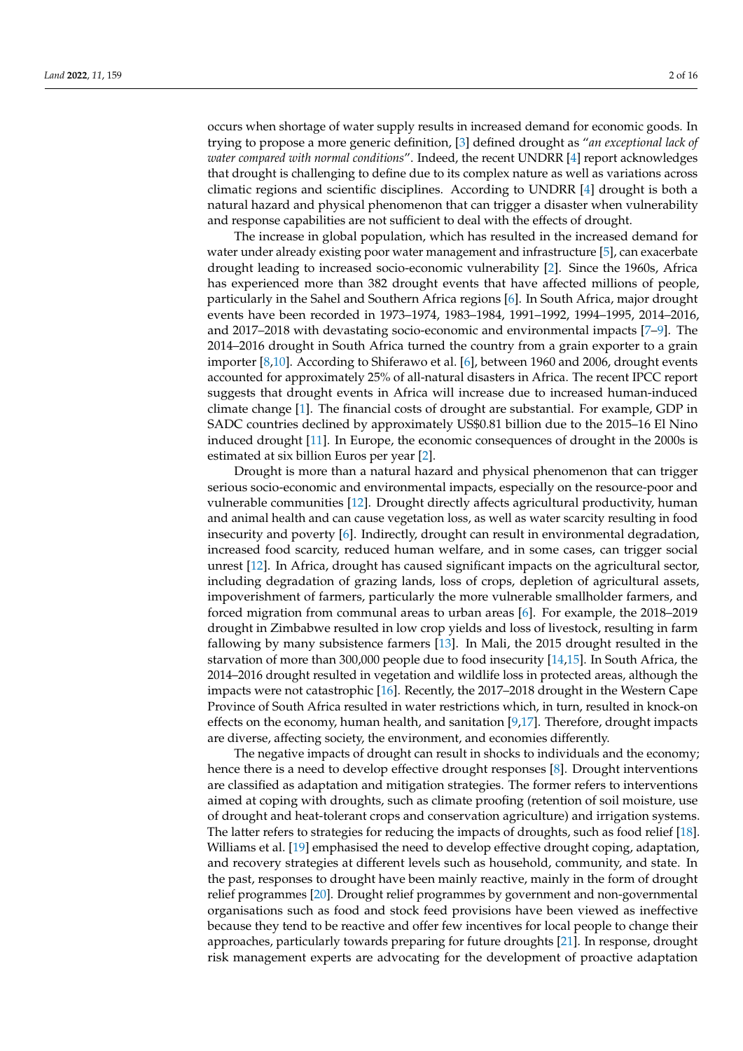occurs when shortage of water supply results in increased demand for economic goods. In trying to propose a more generic definition, [3] defined drought as "*an exceptional lack of water compared with normal conditions*". Indeed, the recent UNDRR [4] report acknowledges that drought is challenging to define due to its complex nature as well as variations across climatic regions and scientific disciplines. According to UNDRR [4] drought is both a natural hazard and physical phenomenon that can trigger a disaster when vulnerability and response capabilities are not sufficient to deal with the effects of drought.

The increase in global population, which has resulted in the increased demand for water under already existing poor water management and infrastructure [5], can exacerbate drought leading to increased socio-economic vulnerability [2]. Since the 1960s, Africa has experienced more than 382 drought events that have affected millions of people, particularly in the Sahel and Southern Africa regions [6]. In South Africa, major drought events have been recorded in 1973–1974, 1983–1984, 1991–1992, 1994–1995, 2014–2016, and 2017–2018 with devastating socio-economic and environmental impacts [7–9]. The 2014–2016 drought in South Africa turned the country from a grain exporter to a grain importer [8,10]. According to Shiferawo et al. [6], between 1960 and 2006, drought events accounted for approximately 25% of all-natural disasters in Africa. The recent IPCC report suggests that drought events in Africa will increase due to increased human-induced climate change [1]. The financial costs of drought are substantial. For example, GDP in SADC countries declined by approximately US$0.81 billion due to the 2015–16 El Nino induced drought [11]. In Europe, the economic consequences of drought in the 2000s is estimated at six billion Euros per year [2].

Drought is more than a natural hazard and physical phenomenon that can trigger serious socio-economic and environmental impacts, especially on the resource-poor and vulnerable communities [12]. Drought directly affects agricultural productivity, human and animal health and can cause vegetation loss, as well as water scarcity resulting in food insecurity and poverty [6]. Indirectly, drought can result in environmental degradation, increased food scarcity, reduced human welfare, and in some cases, can trigger social unrest [12]. In Africa, drought has caused significant impacts on the agricultural sector, including degradation of grazing lands, loss of crops, depletion of agricultural assets, impoverishment of farmers, particularly the more vulnerable smallholder farmers, and forced migration from communal areas to urban areas [6]. For example, the 2018–2019 drought in Zimbabwe resulted in low crop yields and loss of livestock, resulting in farm fallowing by many subsistence farmers [13]. In Mali, the 2015 drought resulted in the starvation of more than 300,000 people due to food insecurity [14,15]. In South Africa, the 2014–2016 drought resulted in vegetation and wildlife loss in protected areas, although the impacts were not catastrophic [16]. Recently, the 2017–2018 drought in the Western Cape Province of South Africa resulted in water restrictions which, in turn, resulted in knock-on effects on the economy, human health, and sanitation [9,17]. Therefore, drought impacts are diverse, affecting society, the environment, and economies differently.

The negative impacts of drought can result in shocks to individuals and the economy; hence there is a need to develop effective drought responses [8]. Drought interventions are classified as adaptation and mitigation strategies. The former refers to interventions aimed at coping with droughts, such as climate proofing (retention of soil moisture, use of drought and heat-tolerant crops and conservation agriculture) and irrigation systems. The latter refers to strategies for reducing the impacts of droughts, such as food relief [18]. Williams et al. [19] emphasised the need to develop effective drought coping, adaptation, and recovery strategies at different levels such as household, community, and state. In the past, responses to drought have been mainly reactive, mainly in the form of drought relief programmes [20]. Drought relief programmes by government and non-governmental organisations such as food and stock feed provisions have been viewed as ineffective because they tend to be reactive and offer few incentives for local people to change their approaches, particularly towards preparing for future droughts [21]. In response, drought risk management experts are advocating for the development of proactive adaptation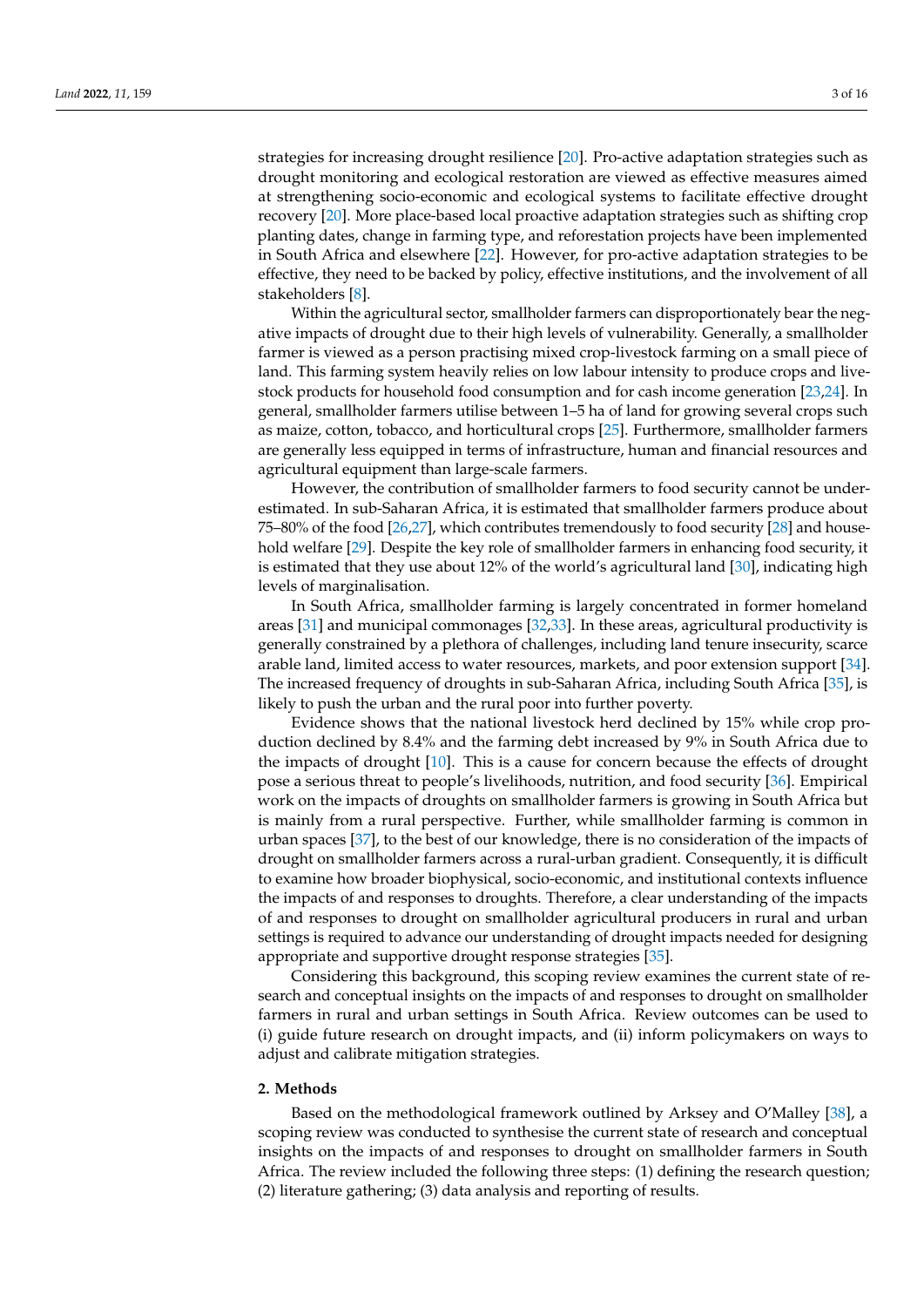strategies for increasing drought resilience [20]. Pro-active adaptation strategies such as drought monitoring and ecological restoration are viewed as effective measures aimed at strengthening socio-economic and ecological systems to facilitate effective drought recovery [20]. More place-based local proactive adaptation strategies such as shifting crop planting dates, change in farming type, and reforestation projects have been implemented in South Africa and elsewhere [22]. However, for pro-active adaptation strategies to be effective, they need to be backed by policy, effective institutions, and the involvement of all stakeholders [8].

Within the agricultural sector, smallholder farmers can disproportionately bear the negative impacts of drought due to their high levels of vulnerability. Generally, a smallholder farmer is viewed as a person practising mixed crop-livestock farming on a small piece of land. This farming system heavily relies on low labour intensity to produce crops and livestock products for household food consumption and for cash income generation [23,24]. In general, smallholder farmers utilise between 1–5 ha of land for growing several crops such as maize, cotton, tobacco, and horticultural crops [25]. Furthermore, smallholder farmers are generally less equipped in terms of infrastructure, human and financial resources and agricultural equipment than large-scale farmers.

However, the contribution of smallholder farmers to food security cannot be underestimated. In sub-Saharan Africa, it is estimated that smallholder farmers produce about 75–80% of the food [26,27], which contributes tremendously to food security [28] and household welfare [29]. Despite the key role of smallholder farmers in enhancing food security, it is estimated that they use about 12% of the world's agricultural land [30], indicating high levels of marginalisation.

In South Africa, smallholder farming is largely concentrated in former homeland areas [31] and municipal commonages [32,33]. In these areas, agricultural productivity is generally constrained by a plethora of challenges, including land tenure insecurity, scarce arable land, limited access to water resources, markets, and poor extension support [34]. The increased frequency of droughts in sub-Saharan Africa, including South Africa [35], is likely to push the urban and the rural poor into further poverty.

Evidence shows that the national livestock herd declined by 15% while crop production declined by 8.4% and the farming debt increased by 9% in South Africa due to the impacts of drought [10]. This is a cause for concern because the effects of drought pose a serious threat to people's livelihoods, nutrition, and food security [36]. Empirical work on the impacts of droughts on smallholder farmers is growing in South Africa but is mainly from a rural perspective. Further, while smallholder farming is common in urban spaces [37], to the best of our knowledge, there is no consideration of the impacts of drought on smallholder farmers across a rural-urban gradient. Consequently, it is difficult to examine how broader biophysical, socio-economic, and institutional contexts influence the impacts of and responses to droughts. Therefore, a clear understanding of the impacts of and responses to drought on smallholder agricultural producers in rural and urban settings is required to advance our understanding of drought impacts needed for designing appropriate and supportive drought response strategies [35].

Considering this background, this scoping review examines the current state of research and conceptual insights on the impacts of and responses to drought on smallholder farmers in rural and urban settings in South Africa. Review outcomes can be used to (i) guide future research on drought impacts, and (ii) inform policymakers on ways to adjust and calibrate mitigation strategies.

## 2. Methods

Based on the methodological framework outlined by Arksey and O'Malley [38], a scoping review was conducted to synthesise the current state of research and conceptual insights on the impacts of and responses to drought on smallholder farmers in South Africa. The review included the following three steps: (1) defining the research question; (2) literature gathering; (3) data analysis and reporting of results.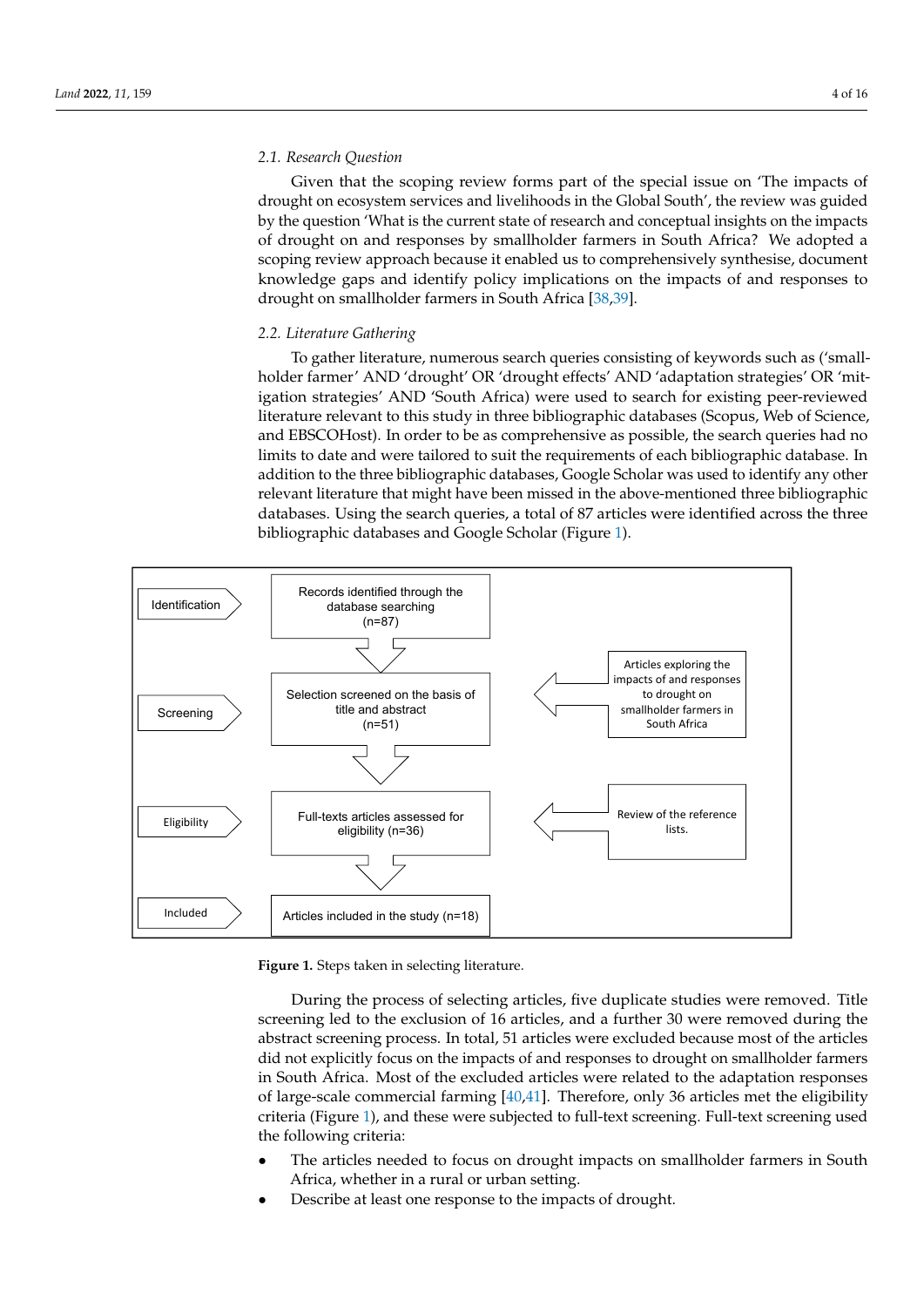### 2.1. Research Question

Given that the scoping review forms part of the special issue on 'The impacts of drought on ecosystem services and livelihoods in the Global South', the review was guided by the question 'What is the current state of research and conceptual insights on the impacts of drought on and responses by smallholder farmers in South Africa? We adopted a scoping review approach because it enabled us to comprehensively synthesise, document knowledge gaps and identify policy implications on the impacts of and responses to drought on smallholder farmers in South Africa [38,39].

### 2.2. Literature Gathering

To gather literature, numerous search queries consisting of keywords such as ('smallholder farmer' AND 'drought' OR 'drought effects' AND 'adaptation strategies' OR 'mitigation strategies' AND 'South Africa) were used to search for existing peer-reviewed literature relevant to this study in three bibliographic databases (Scopus, Web of Science, and EBSCOHost). In order to be as comprehensive as possible, the search queries had no limits to date and were tailored to suit the requirements of each bibliographic database. In addition to the three bibliographic databases, Google Scholar was used to identify any other relevant literature that might have been missed in the above-mentioned three bibliographic databases. Using the search queries, a total of 87 articles were identified across the three bibliographic databases and Google Scholar (Figure 1).

| Stage | Step | Input |
| --- | --- | --- |
| Identification | Records identified through the database searching (n=87) | |
| Screening | Selection screened on the basis of title and abstract (n=51) | Articles exploring the impacts of and responses to drought on smallholder farmers in South Africa |
| Eligibility | Full-texts articles assessed for eligibility (n=36) | Review of the reference lists. |
| Included | Articles included in the study (n=18) | |

**Figure 1.** Steps taken in selecting literature.

During the process of selecting articles, five duplicate studies were removed. Title screening led to the exclusion of 16 articles, and a further 30 were removed during the abstract screening process. In total, 51 articles were excluded because most of the articles did not explicitly focus on the impacts of and responses to drought on smallholder farmers in South Africa. Most of the excluded articles were related to the adaptation responses of large-scale commercial farming [40,41]. Therefore, only 36 articles met the eligibility criteria (Figure 1), and these were subjected to full-text screening. Full-text screening used the following criteria:

- The articles needed to focus on drought impacts on smallholder farmers in South Africa, whether in a rural or urban setting.
- Describe at least one response to the impacts of drought.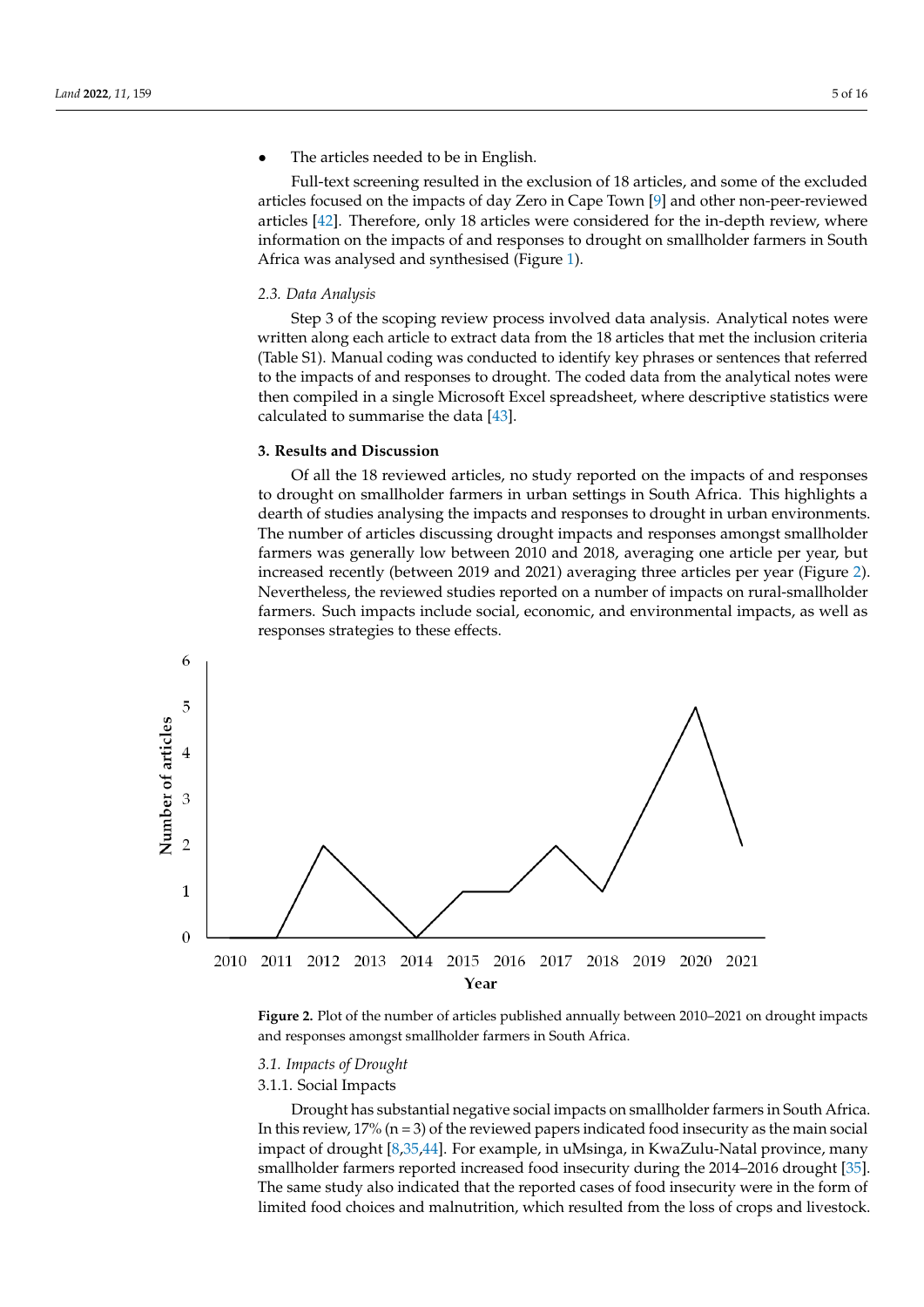- The articles needed to be in English.

Full-text screening resulted in the exclusion of 18 articles, and some of the excluded articles focused on the impacts of day Zero in Cape Town [9] and other non-peer-reviewed articles [42]. Therefore, only 18 articles were considered for the in-depth review, where information on the impacts of and responses to drought on smallholder farmers in South Africa was analysed and synthesised (Figure 1).

### 2.3. Data Analysis

Step 3 of the scoping review process involved data analysis. Analytical notes were written along each article to extract data from the 18 articles that met the inclusion criteria (Table S1). Manual coding was conducted to identify key phrases or sentences that referred to the impacts of and responses to drought. The coded data from the analytical notes were then compiled in a single Microsoft Excel spreadsheet, where descriptive statistics were calculated to summarise the data [43].

## 3. Results and Discussion

Of all the 18 reviewed articles, no study reported on the impacts of and responses to drought on smallholder farmers in urban settings in South Africa. This highlights a dearth of studies analysing the impacts and responses to drought in urban environments. The number of articles discussing drought impacts and responses amongst smallholder farmers was generally low between 2010 and 2018, averaging one article per year, but increased recently (between 2019 and 2021) averaging three articles per year (Figure 2). Nevertheless, the reviewed studies reported on a number of impacts on rural-smallholder farmers. Such impacts include social, economic, and environmental impacts, as well as responses strategies to these effects.

**Figure 2.** Plot of the number of articles published annually between 2010–2021 on drought impacts and responses amongst smallholder farmers in South Africa.

### 3.1. Impacts of Drought

#### 3.1.1. Social Impacts

Drought has substantial negative social impacts on smallholder farmers in South Africa. In this review, 17% (n = 3) of the reviewed papers indicated food insecurity as the main social impact of drought [8,35,44]. For example, in uMsinga, in KwaZulu-Natal province, many smallholder farmers reported increased food insecurity during the 2014–2016 drought [35]. The same study also indicated that the reported cases of food insecurity were in the form of limited food choices and malnutrition, which resulted from the loss of crops and livestock.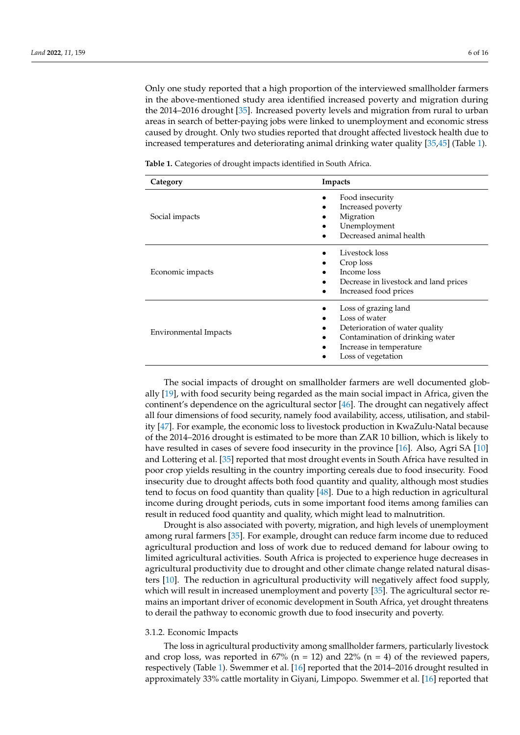Only one study reported that a high proportion of the interviewed smallholder farmers in the above-mentioned study area identified increased poverty and migration during the 2014–2016 drought [35]. Increased poverty levels and migration from rural to urban areas in search of better-paying jobs were linked to unemployment and economic stress caused by drought. Only two studies reported that drought affected livestock health due to increased temperatures and deteriorating animal drinking water quality [35,45] (Table 1).

**Table 1.** Categories of drought impacts identified in South Africa.

| Category | Impacts |
|---|---|
| Social impacts | • Food insecurity<br>• Increased poverty<br>• Migration<br>• Unemployment<br>• Decreased animal health |
| Economic impacts | • Livestock loss<br>• Crop loss<br>• Income loss<br>• Decrease in livestock and land prices<br>• Increased food prices |
| Environmental Impacts | • Loss of grazing land<br>• Loss of water<br>• Deterioration of water quality<br>• Contamination of drinking water<br>• Increase in temperature<br>• Loss of vegetation |

The social impacts of drought on smallholder farmers are well documented globally [19], with food security being regarded as the main social impact in Africa, given the continent's dependence on the agricultural sector [46]. The drought can negatively affect all four dimensions of food security, namely food availability, access, utilisation, and stability [47]. For example, the economic loss to livestock production in KwaZulu-Natal because of the 2014–2016 drought is estimated to be more than ZAR 10 billion, which is likely to have resulted in cases of severe food insecurity in the province [16]. Also, Agri SA [10] and Lottering et al. [35] reported that most drought events in South Africa have resulted in poor crop yields resulting in the country importing cereals due to food insecurity. Food insecurity due to drought affects both food quantity and quality, although most studies tend to focus on food quantity than quality [48]. Due to a high reduction in agricultural income during drought periods, cuts in some important food items among families can result in reduced food quantity and quality, which might lead to malnutrition.

Drought is also associated with poverty, migration, and high levels of unemployment among rural farmers [35]. For example, drought can reduce farm income due to reduced agricultural production and loss of work due to reduced demand for labour owing to limited agricultural activities. South Africa is projected to experience huge decreases in agricultural productivity due to drought and other climate change related natural disasters [10]. The reduction in agricultural productivity will negatively affect food supply, which will result in increased unemployment and poverty [35]. The agricultural sector remains an important driver of economic development in South Africa, yet drought threatens to derail the pathway to economic growth due to food insecurity and poverty.

#### 3.1.2. Economic Impacts

The loss in agricultural productivity among smallholder farmers, particularly livestock and crop loss, was reported in 67% (n = 12) and 22% (n = 4) of the reviewed papers, respectively (Table 1). Swemmer et al. [16] reported that the 2014–2016 drought resulted in approximately 33% cattle mortality in Giyani, Limpopo. Swemmer et al. [16] reported that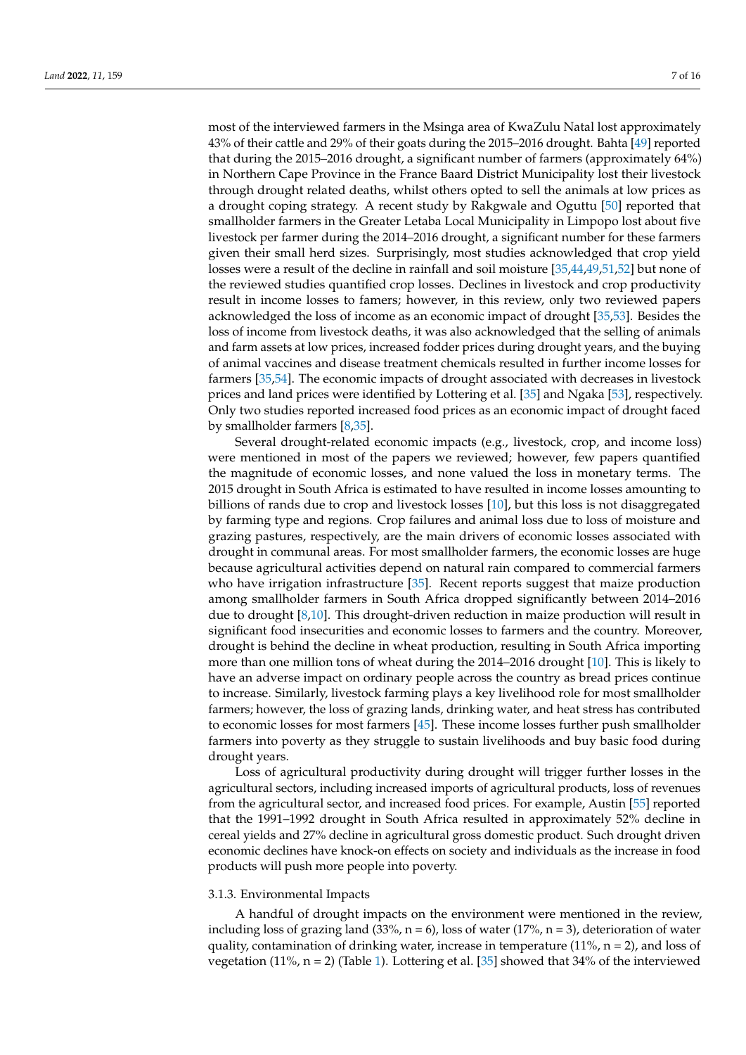most of the interviewed farmers in the Msinga area of KwaZulu Natal lost approximately 43% of their cattle and 29% of their goats during the 2015–2016 drought. Bahta [49] reported that during the 2015–2016 drought, a significant number of farmers (approximately 64%) in Northern Cape Province in the France Baard District Municipality lost their livestock through drought related deaths, whilst others opted to sell the animals at low prices as a drought coping strategy. A recent study by Rakgwale and Oguttu [50] reported that smallholder farmers in the Greater Letaba Local Municipality in Limpopo lost about five livestock per farmer during the 2014–2016 drought, a significant number for these farmers given their small herd sizes. Surprisingly, most studies acknowledged that crop yield losses were a result of the decline in rainfall and soil moisture [35,44,49,51,52] but none of the reviewed studies quantified crop losses. Declines in livestock and crop productivity result in income losses to famers; however, in this review, only two reviewed papers acknowledged the loss of income as an economic impact of drought [35,53]. Besides the loss of income from livestock deaths, it was also acknowledged that the selling of animals and farm assets at low prices, increased fodder prices during drought years, and the buying of animal vaccines and disease treatment chemicals resulted in further income losses for farmers [35,54]. The economic impacts of drought associated with decreases in livestock prices and land prices were identified by Lottering et al. [35] and Ngaka [53], respectively. Only two studies reported increased food prices as an economic impact of drought faced by smallholder farmers [8,35].

Several drought-related economic impacts (e.g., livestock, crop, and income loss) were mentioned in most of the papers we reviewed; however, few papers quantified the magnitude of economic losses, and none valued the loss in monetary terms. The 2015 drought in South Africa is estimated to have resulted in income losses amounting to billions of rands due to crop and livestock losses [10], but this loss is not disaggregated by farming type and regions. Crop failures and animal loss due to loss of moisture and grazing pastures, respectively, are the main drivers of economic losses associated with drought in communal areas. For most smallholder farmers, the economic losses are huge because agricultural activities depend on natural rain compared to commercial farmers who have irrigation infrastructure [35]. Recent reports suggest that maize production among smallholder farmers in South Africa dropped significantly between 2014–2016 due to drought [8,10]. This drought-driven reduction in maize production will result in significant food insecurities and economic losses to farmers and the country. Moreover, drought is behind the decline in wheat production, resulting in South Africa importing more than one million tons of wheat during the 2014–2016 drought [10]. This is likely to have an adverse impact on ordinary people across the country as bread prices continue to increase. Similarly, livestock farming plays a key livelihood role for most smallholder farmers; however, the loss of grazing lands, drinking water, and heat stress has contributed to economic losses for most farmers [45]. These income losses further push smallholder farmers into poverty as they struggle to sustain livelihoods and buy basic food during drought years.

Loss of agricultural productivity during drought will trigger further losses in the agricultural sectors, including increased imports of agricultural products, loss of revenues from the agricultural sector, and increased food prices. For example, Austin [55] reported that the 1991–1992 drought in South Africa resulted in approximately 52% decline in cereal yields and 27% decline in agricultural gross domestic product. Such drought driven economic declines have knock-on effects on society and individuals as the increase in food products will push more people into poverty.

### 3.1.3. Environmental Impacts

A handful of drought impacts on the environment were mentioned in the review, including loss of grazing land (33%, n = 6), loss of water (17%, n = 3), deterioration of water quality, contamination of drinking water, increase in temperature (11%, n = 2), and loss of vegetation (11%, n = 2) (Table 1). Lottering et al. [35] showed that 34% of the interviewed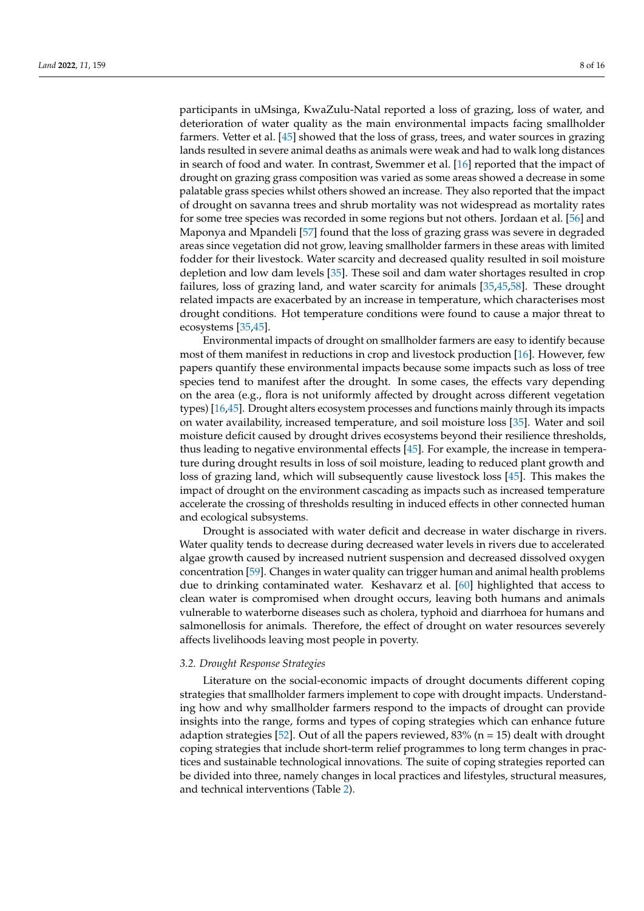participants in uMsinga, KwaZulu-Natal reported a loss of grazing, loss of water, and deterioration of water quality as the main environmental impacts facing smallholder farmers. Vetter et al. [45] showed that the loss of grass, trees, and water sources in grazing lands resulted in severe animal deaths as animals were weak and had to walk long distances in search of food and water. In contrast, Swemmer et al. [16] reported that the impact of drought on grazing grass composition was varied as some areas showed a decrease in some palatable grass species whilst others showed an increase. They also reported that the impact of drought on savanna trees and shrub mortality was not widespread as mortality rates for some tree species was recorded in some regions but not others. Jordaan et al. [56] and Maponya and Mpandeli [57] found that the loss of grazing grass was severe in degraded areas since vegetation did not grow, leaving smallholder farmers in these areas with limited fodder for their livestock. Water scarcity and decreased quality resulted in soil moisture depletion and low dam levels [35]. These soil and dam water shortages resulted in crop failures, loss of grazing land, and water scarcity for animals [35,45,58]. These drought related impacts are exacerbated by an increase in temperature, which characterises most drought conditions. Hot temperature conditions were found to cause a major threat to ecosystems [35,45].

Environmental impacts of drought on smallholder farmers are easy to identify because most of them manifest in reductions in crop and livestock production [16]. However, few papers quantify these environmental impacts because some impacts such as loss of tree species tend to manifest after the drought. In some cases, the effects vary depending on the area (e.g., flora is not uniformly affected by drought across different vegetation types) [16,45]. Drought alters ecosystem processes and functions mainly through its impacts on water availability, increased temperature, and soil moisture loss [35]. Water and soil moisture deficit caused by drought drives ecosystems beyond their resilience thresholds, thus leading to negative environmental effects [45]. For example, the increase in temperature during drought results in loss of soil moisture, leading to reduced plant growth and loss of grazing land, which will subsequently cause livestock loss [45]. This makes the impact of drought on the environment cascading as impacts such as increased temperature accelerate the crossing of thresholds resulting in induced effects in other connected human and ecological subsystems.

Drought is associated with water deficit and decrease in water discharge in rivers. Water quality tends to decrease during decreased water levels in rivers due to accelerated algae growth caused by increased nutrient suspension and decreased dissolved oxygen concentration [59]. Changes in water quality can trigger human and animal health problems due to drinking contaminated water. Keshavarz et al. [60] highlighted that access to clean water is compromised when drought occurs, leaving both humans and animals vulnerable to waterborne diseases such as cholera, typhoid and diarrhoea for humans and salmonellosis for animals. Therefore, the effect of drought on water resources severely affects livelihoods leaving most people in poverty.

### *3.2. Drought Response Strategies*

Literature on the social-economic impacts of drought documents different coping strategies that smallholder farmers implement to cope with drought impacts. Understanding how and why smallholder farmers respond to the impacts of drought can provide insights into the range, forms and types of coping strategies which can enhance future adaption strategies [52]. Out of all the papers reviewed, 83% (n = 15) dealt with drought coping strategies that include short-term relief programmes to long term changes in practices and sustainable technological innovations. The suite of coping strategies reported can be divided into three, namely changes in local practices and lifestyles, structural measures, and technical interventions (Table 2).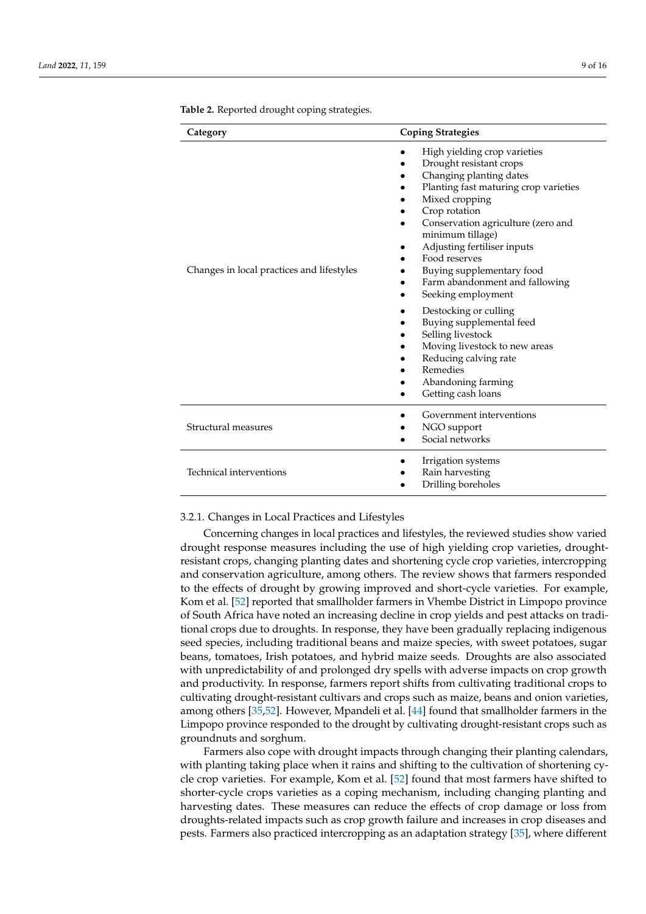**Table 2.** Reported drought coping strategies.

| Category | Coping Strategies |
| --- | --- |
| Changes in local practices and lifestyles | • High yielding crop varieties<br>• Drought resistant crops<br>• Changing planting dates<br>• Planting fast maturing crop varieties<br>• Mixed cropping<br>• Crop rotation<br>• Conservation agriculture (zero and minimum tillage)<br>• Adjusting fertiliser inputs<br>• Food reserves<br>• Buying supplementary food<br>• Farm abandonment and fallowing<br>• Seeking employment<br>• Destocking or culling<br>• Buying supplemental feed<br>• Selling livestock<br>• Moving livestock to new areas<br>• Reducing calving rate<br>• Remedies<br>• Abandoning farming<br>• Getting cash loans |
| Structural measures | • Government interventions<br>• NGO support<br>• Social networks |
| Technical interventions | • Irrigation systems<br>• Rain harvesting<br>• Drilling boreholes |

#### 3.2.1. Changes in Local Practices and Lifestyles

Concerning changes in local practices and lifestyles, the reviewed studies show varied drought response measures including the use of high yielding crop varieties, drought-resistant crops, changing planting dates and shortening cycle crop varieties, intercropping and conservation agriculture, among others. The review shows that farmers responded to the effects of drought by growing improved and short-cycle varieties. For example, Kom et al. [52] reported that smallholder farmers in Vhembe District in Limpopo province of South Africa have noted an increasing decline in crop yields and pest attacks on traditional crops due to droughts. In response, they have been gradually replacing indigenous seed species, including traditional beans and maize species, with sweet potatoes, sugar beans, tomatoes, Irish potatoes, and hybrid maize seeds. Droughts are also associated with unpredictability of and prolonged dry spells with adverse impacts on crop growth and productivity. In response, farmers report shifts from cultivating traditional crops to cultivating drought-resistant cultivars and crops such as maize, beans and onion varieties, among others [35,52]. However, Mpandeli et al. [44] found that smallholder farmers in the Limpopo province responded to the drought by cultivating drought-resistant crops such as groundnuts and sorghum.

Farmers also cope with drought impacts through changing their planting calendars, with planting taking place when it rains and shifting to the cultivation of shortening cycle crop varieties. For example, Kom et al. [52] found that most farmers have shifted to shorter-cycle crops varieties as a coping mechanism, including changing planting and harvesting dates. These measures can reduce the effects of crop damage or loss from droughts-related impacts such as crop growth failure and increases in crop diseases and pests. Farmers also practiced intercropping as an adaptation strategy [35], where different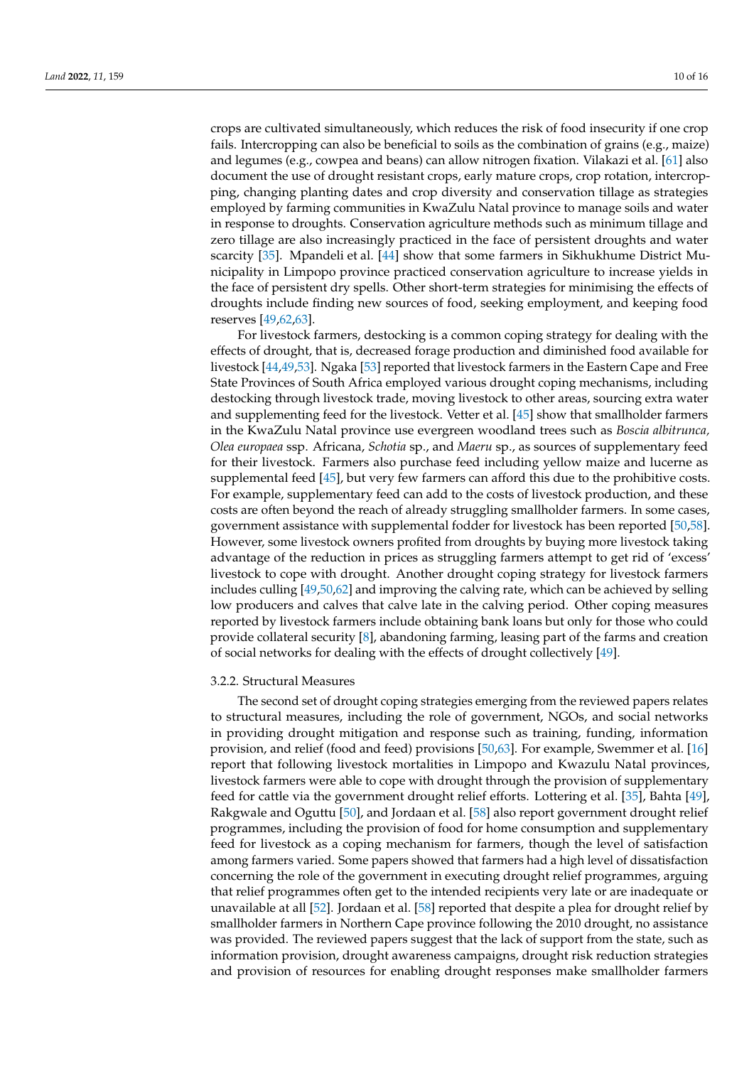crops are cultivated simultaneously, which reduces the risk of food insecurity if one crop fails. Intercropping can also be beneficial to soils as the combination of grains (e.g., maize) and legumes (e.g., cowpea and beans) can allow nitrogen fixation. Vilakazi et al. [61] also document the use of drought resistant crops, early mature crops, crop rotation, intercropping, changing planting dates and crop diversity and conservation tillage as strategies employed by farming communities in KwaZulu Natal province to manage soils and water in response to droughts. Conservation agriculture methods such as minimum tillage and zero tillage are also increasingly practiced in the face of persistent droughts and water scarcity [35]. Mpandeli et al. [44] show that some farmers in Sikhukhume District Municipality in Limpopo province practiced conservation agriculture to increase yields in the face of persistent dry spells. Other short-term strategies for minimising the effects of droughts include finding new sources of food, seeking employment, and keeping food reserves [49,62,63].

For livestock farmers, destocking is a common coping strategy for dealing with the effects of drought, that is, decreased forage production and diminished food available for livestock [44,49,53]. Ngaka [53] reported that livestock farmers in the Eastern Cape and Free State Provinces of South Africa employed various drought coping mechanisms, including destocking through livestock trade, moving livestock to other areas, sourcing extra water and supplementing feed for the livestock. Vetter et al. [45] show that smallholder farmers in the KwaZulu Natal province use evergreen woodland trees such as *Boscia albitrunca, Olea europaea* ssp. Africana, *Schotia* sp., and *Maeru* sp., as sources of supplementary feed for their livestock. Farmers also purchase feed including yellow maize and lucerne as supplemental feed [45], but very few farmers can afford this due to the prohibitive costs. For example, supplementary feed can add to the costs of livestock production, and these costs are often beyond the reach of already struggling smallholder farmers. In some cases, government assistance with supplemental fodder for livestock has been reported [50,58]. However, some livestock owners profited from droughts by buying more livestock taking advantage of the reduction in prices as struggling farmers attempt to get rid of 'excess' livestock to cope with drought. Another drought coping strategy for livestock farmers includes culling [49,50,62] and improving the calving rate, which can be achieved by selling low producers and calves that calve late in the calving period. Other coping measures reported by livestock farmers include obtaining bank loans but only for those who could provide collateral security [8], abandoning farming, leasing part of the farms and creation of social networks for dealing with the effects of drought collectively [49].

#### 3.2.2. Structural Measures

The second set of drought coping strategies emerging from the reviewed papers relates to structural measures, including the role of government, NGOs, and social networks in providing drought mitigation and response such as training, funding, information provision, and relief (food and feed) provisions [50,63]. For example, Swemmer et al. [16] report that following livestock mortalities in Limpopo and Kwazulu Natal provinces, livestock farmers were able to cope with drought through the provision of supplementary feed for cattle via the government drought relief efforts. Lottering et al. [35], Bahta [49], Rakgwale and Oguttu [50], and Jordaan et al. [58] also report government drought relief programmes, including the provision of food for home consumption and supplementary feed for livestock as a coping mechanism for farmers, though the level of satisfaction among farmers varied. Some papers showed that farmers had a high level of dissatisfaction concerning the role of the government in executing drought relief programmes, arguing that relief programmes often get to the intended recipients very late or are inadequate or unavailable at all [52]. Jordaan et al. [58] reported that despite a plea for drought relief by smallholder farmers in Northern Cape province following the 2010 drought, no assistance was provided. The reviewed papers suggest that the lack of support from the state, such as information provision, drought awareness campaigns, drought risk reduction strategies and provision of resources for enabling drought responses make smallholder farmers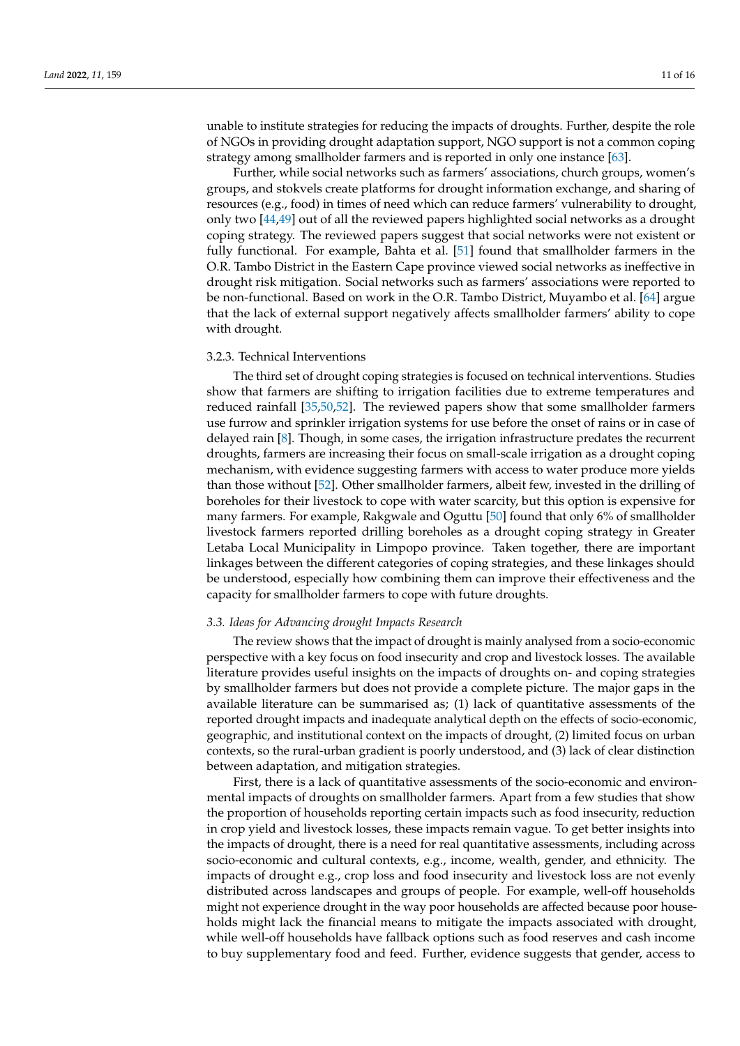unable to institute strategies for reducing the impacts of droughts. Further, despite the role of NGOs in providing drought adaptation support, NGO support is not a common coping strategy among smallholder farmers and is reported in only one instance [63].

Further, while social networks such as farmers' associations, church groups, women's groups, and stokvels create platforms for drought information exchange, and sharing of resources (e.g., food) in times of need which can reduce farmers' vulnerability to drought, only two [44,49] out of all the reviewed papers highlighted social networks as a drought coping strategy. The reviewed papers suggest that social networks were not existent or fully functional. For example, Bahta et al. [51] found that smallholder farmers in the O.R. Tambo District in the Eastern Cape province viewed social networks as ineffective in drought risk mitigation. Social networks such as farmers' associations were reported to be non-functional. Based on work in the O.R. Tambo District, Muyambo et al. [64] argue that the lack of external support negatively affects smallholder farmers' ability to cope with drought.

#### 3.2.3. Technical Interventions

The third set of drought coping strategies is focused on technical interventions. Studies show that farmers are shifting to irrigation facilities due to extreme temperatures and reduced rainfall [35,50,52]. The reviewed papers show that some smallholder farmers use furrow and sprinkler irrigation systems for use before the onset of rains or in case of delayed rain [8]. Though, in some cases, the irrigation infrastructure predates the recurrent droughts, farmers are increasing their focus on small-scale irrigation as a drought coping mechanism, with evidence suggesting farmers with access to water produce more yields than those without [52]. Other smallholder farmers, albeit few, invested in the drilling of boreholes for their livestock to cope with water scarcity, but this option is expensive for many farmers. For example, Rakgwale and Oguttu [50] found that only 6% of smallholder livestock farmers reported drilling boreholes as a drought coping strategy in Greater Letaba Local Municipality in Limpopo province. Taken together, there are important linkages between the different categories of coping strategies, and these linkages should be understood, especially how combining them can improve their effectiveness and the capacity for smallholder farmers to cope with future droughts.

### *3.3. Ideas for Advancing drought Impacts Research*

The review shows that the impact of drought is mainly analysed from a socio-economic perspective with a key focus on food insecurity and crop and livestock losses. The available literature provides useful insights on the impacts of droughts on- and coping strategies by smallholder farmers but does not provide a complete picture. The major gaps in the available literature can be summarised as; (1) lack of quantitative assessments of the reported drought impacts and inadequate analytical depth on the effects of socio-economic, geographic, and institutional context on the impacts of drought, (2) limited focus on urban contexts, so the rural-urban gradient is poorly understood, and (3) lack of clear distinction between adaptation, and mitigation strategies.

First, there is a lack of quantitative assessments of the socio-economic and environmental impacts of droughts on smallholder farmers. Apart from a few studies that show the proportion of households reporting certain impacts such as food insecurity, reduction in crop yield and livestock losses, these impacts remain vague. To get better insights into the impacts of drought, there is a need for real quantitative assessments, including across socio-economic and cultural contexts, e.g., income, wealth, gender, and ethnicity. The impacts of drought e.g., crop loss and food insecurity and livestock loss are not evenly distributed across landscapes and groups of people. For example, well-off households might not experience drought in the way poor households are affected because poor households might lack the financial means to mitigate the impacts associated with drought, while well-off households have fallback options such as food reserves and cash income to buy supplementary food and feed. Further, evidence suggests that gender, access to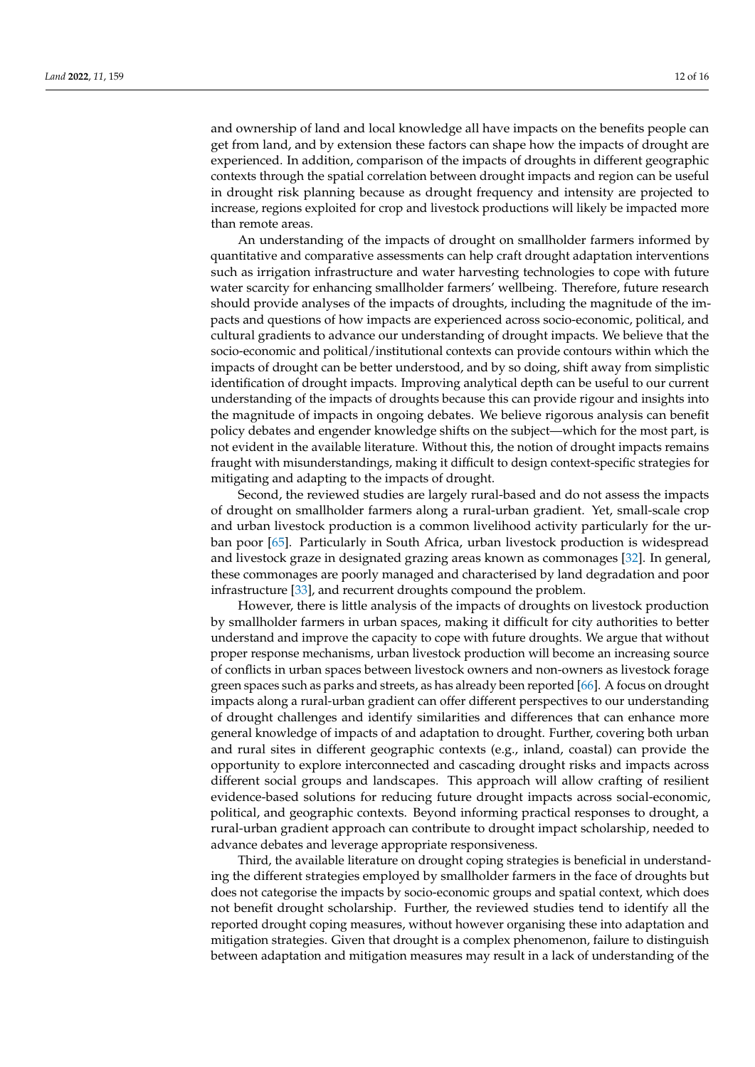and ownership of land and local knowledge all have impacts on the benefits people can get from land, and by extension these factors can shape how the impacts of drought are experienced. In addition, comparison of the impacts of droughts in different geographic contexts through the spatial correlation between drought impacts and region can be useful in drought risk planning because as drought frequency and intensity are projected to increase, regions exploited for crop and livestock productions will likely be impacted more than remote areas.

An understanding of the impacts of drought on smallholder farmers informed by quantitative and comparative assessments can help craft drought adaptation interventions such as irrigation infrastructure and water harvesting technologies to cope with future water scarcity for enhancing smallholder farmers' wellbeing. Therefore, future research should provide analyses of the impacts of droughts, including the magnitude of the impacts and questions of how impacts are experienced across socio-economic, political, and cultural gradients to advance our understanding of drought impacts. We believe that the socio-economic and political/institutional contexts can provide contours within which the impacts of drought can be better understood, and by so doing, shift away from simplistic identification of drought impacts. Improving analytical depth can be useful to our current understanding of the impacts of droughts because this can provide rigour and insights into the magnitude of impacts in ongoing debates. We believe rigorous analysis can benefit policy debates and engender knowledge shifts on the subject—which for the most part, is not evident in the available literature. Without this, the notion of drought impacts remains fraught with misunderstandings, making it difficult to design context-specific strategies for mitigating and adapting to the impacts of drought.

Second, the reviewed studies are largely rural-based and do not assess the impacts of drought on smallholder farmers along a rural-urban gradient. Yet, small-scale crop and urban livestock production is a common livelihood activity particularly for the urban poor [65]. Particularly in South Africa, urban livestock production is widespread and livestock graze in designated grazing areas known as commonages [32]. In general, these commonages are poorly managed and characterised by land degradation and poor infrastructure [33], and recurrent droughts compound the problem.

However, there is little analysis of the impacts of droughts on livestock production by smallholder farmers in urban spaces, making it difficult for city authorities to better understand and improve the capacity to cope with future droughts. We argue that without proper response mechanisms, urban livestock production will become an increasing source of conflicts in urban spaces between livestock owners and non-owners as livestock forage green spaces such as parks and streets, as has already been reported [66]. A focus on drought impacts along a rural-urban gradient can offer different perspectives to our understanding of drought challenges and identify similarities and differences that can enhance more general knowledge of impacts of and adaptation to drought. Further, covering both urban and rural sites in different geographic contexts (e.g., inland, coastal) can provide the opportunity to explore interconnected and cascading drought risks and impacts across different social groups and landscapes. This approach will allow crafting of resilient evidence-based solutions for reducing future drought impacts across social-economic, political, and geographic contexts. Beyond informing practical responses to drought, a rural-urban gradient approach can contribute to drought impact scholarship, needed to advance debates and leverage appropriate responsiveness.

Third, the available literature on drought coping strategies is beneficial in understanding the different strategies employed by smallholder farmers in the face of droughts but does not categorise the impacts by socio-economic groups and spatial context, which does not benefit drought scholarship. Further, the reviewed studies tend to identify all the reported drought coping measures, without however organising these into adaptation and mitigation strategies. Given that drought is a complex phenomenon, failure to distinguish between adaptation and mitigation measures may result in a lack of understanding of the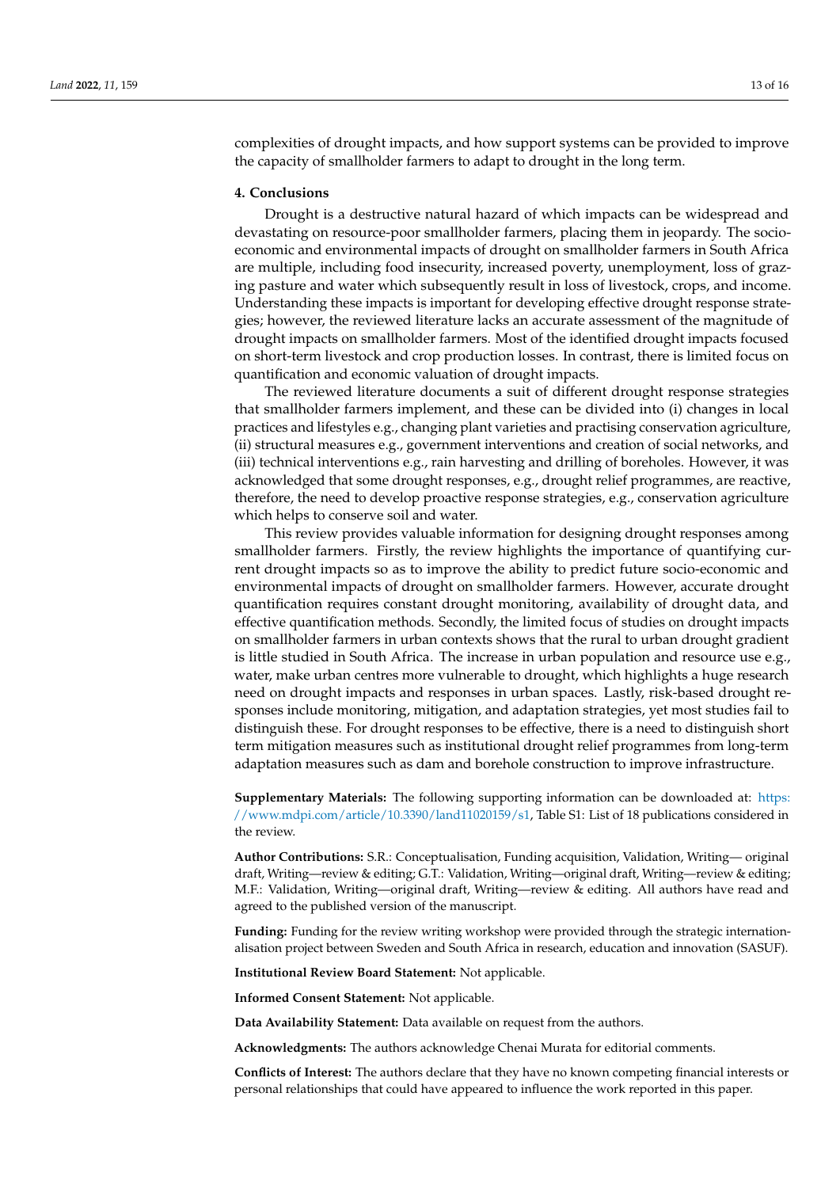complexities of drought impacts, and how support systems can be provided to improve the capacity of smallholder farmers to adapt to drought in the long term.

## 4. Conclusions

Drought is a destructive natural hazard of which impacts can be widespread and devastating on resource-poor smallholder farmers, placing them in jeopardy. The socio-economic and environmental impacts of drought on smallholder farmers in South Africa are multiple, including food insecurity, increased poverty, unemployment, loss of grazing pasture and water which subsequently result in loss of livestock, crops, and income. Understanding these impacts is important for developing effective drought response strategies; however, the reviewed literature lacks an accurate assessment of the magnitude of drought impacts on smallholder farmers. Most of the identified drought impacts focused on short-term livestock and crop production losses. In contrast, there is limited focus on quantification and economic valuation of drought impacts.

The reviewed literature documents a suit of different drought response strategies that smallholder farmers implement, and these can be divided into (i) changes in local practices and lifestyles e.g., changing plant varieties and practising conservation agriculture, (ii) structural measures e.g., government interventions and creation of social networks, and (iii) technical interventions e.g., rain harvesting and drilling of boreholes. However, it was acknowledged that some drought responses, e.g., drought relief programmes, are reactive, therefore, the need to develop proactive response strategies, e.g., conservation agriculture which helps to conserve soil and water.

This review provides valuable information for designing drought responses among smallholder farmers. Firstly, the review highlights the importance of quantifying current drought impacts so as to improve the ability to predict future socio-economic and environmental impacts of drought on smallholder farmers. However, accurate drought quantification requires constant drought monitoring, availability of drought data, and effective quantification methods. Secondly, the limited focus of studies on drought impacts on smallholder farmers in urban contexts shows that the rural to urban drought gradient is little studied in South Africa. The increase in urban population and resource use e.g., water, make urban centres more vulnerable to drought, which highlights a huge research need on drought impacts and responses in urban spaces. Lastly, risk-based drought responses include monitoring, mitigation, and adaptation strategies, yet most studies fail to distinguish these. For drought responses to be effective, there is a need to distinguish short term mitigation measures such as institutional drought relief programmes from long-term adaptation measures such as dam and borehole construction to improve infrastructure.

**Supplementary Materials:** The following supporting information can be downloaded at: https://www.mdpi.com/article/10.3390/land11020159/s1, Table S1: List of 18 publications considered in the review.

**Author Contributions:** S.R.: Conceptualisation, Funding acquisition, Validation, Writing— original draft, Writing—review & editing; G.T.: Validation, Writing—original draft, Writing—review & editing; M.F.: Validation, Writing—original draft, Writing—review & editing. All authors have read and agreed to the published version of the manuscript.

**Funding:** Funding for the review writing workshop were provided through the strategic internationalisation project between Sweden and South Africa in research, education and innovation (SASUF).

**Institutional Review Board Statement:** Not applicable.

**Informed Consent Statement:** Not applicable.

**Data Availability Statement:** Data available on request from the authors.

**Acknowledgments:** The authors acknowledge Chenai Murata for editorial comments.

**Conflicts of Interest:** The authors declare that they have no known competing financial interests or personal relationships that could have appeared to influence the work reported in this paper.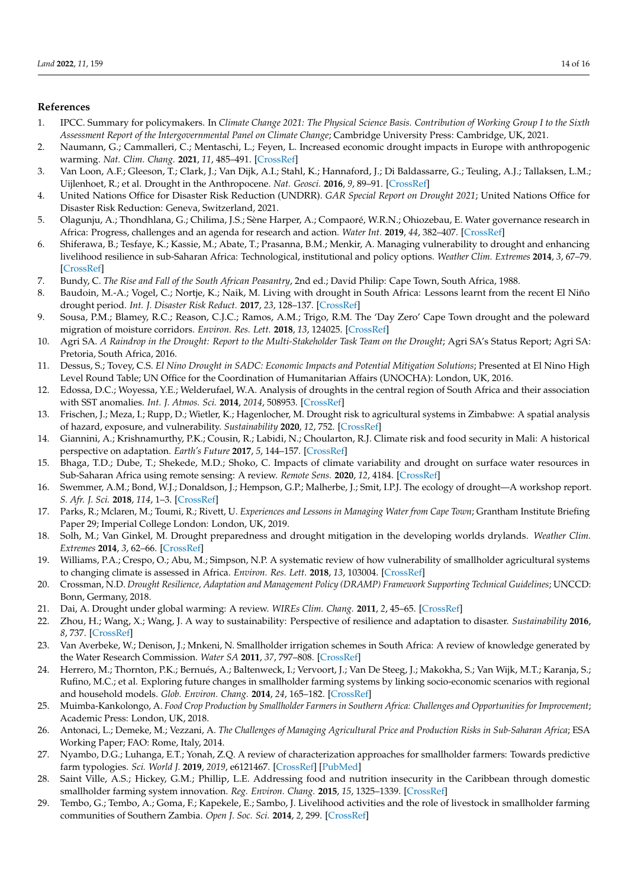## References

1. IPCC. Summary for policymakers. In *Climate Change 2021: The Physical Science Basis. Contribution of Working Group I to the Sixth Assessment Report of the Intergovernmental Panel on Climate Change*; Cambridge University Press: Cambridge, UK, 2021.
2. Naumann, G.; Cammalleri, C.; Mentaschi, L.; Feyen, L. Increased economic drought impacts in Europe with anthropogenic warming. *Nat. Clim. Chang.* **2021**, *11*, 485–491. [CrossRef]
3. Van Loon, A.F.; Gleeson, T.; Clark, J.; Van Dijk, A.I.; Stahl, K.; Hannaford, J.; Di Baldassarre, G.; Teuling, A.J.; Tallaksen, L.M.; Uijlenhoet, R.; et al. Drought in the Anthropocene. *Nat. Geosci.* **2016**, *9*, 89–91. [CrossRef]
4. United Nations Office for Disaster Risk Reduction (UNDRR). *GAR Special Report on Drought 2021*; United Nations Office for Disaster Risk Reduction: Geneva, Switzerland, 2021.
5. Olagunju, A.; Thondhlana, G.; Chilima, J.S.; Sène Harper, A.; Compaoré, W.R.N.; Ohiozebau, E. Water governance research in Africa: Progress, challenges and an agenda for research and action. *Water Int.* **2019**, *44*, 382–407. [CrossRef]
6. Shiferawa, B.; Tesfaye, K.; Kassie, M.; Abate, T.; Prasanna, B.M.; Menkir, A. Managing vulnerability to drought and enhancing livelihood resilience in sub-Saharan Africa: Technological, institutional and policy options. *Weather Clim. Extremes* **2014**, *3*, 67–79. [CrossRef]
7. Bundy, C. *The Rise and Fall of the South African Peasantry*, 2nd ed.; David Philip: Cape Town, South Africa, 1988.
8. Baudoin, M.-A.; Vogel, C.; Nortje, K.; Naik, M. Living with drought in South Africa: Lessons learnt from the recent El Niño drought period. *Int. J. Disaster Risk Reduct.* **2017**, *23*, 128–137. [CrossRef]
9. Sousa, P.M.; Blamey, R.C.; Reason, C.J.C.; Ramos, A.M.; Trigo, R.M. The 'Day Zero' Cape Town drought and the poleward migration of moisture corridors. *Environ. Res. Lett.* **2018**, *13*, 124025. [CrossRef]
10. Agri SA. *A Raindrop in the Drought: Report to the Multi-Stakeholder Task Team on the Drought*; Agri SA's Status Report; Agri SA: Pretoria, South Africa, 2016.
11. Dessus, S.; Tovey, C.S. *El Nino Drought in SADC: Economic Impacts and Potential Mitigation Solutions*; Presented at El Nino High Level Round Table; UN Office for the Coordination of Humanitarian Affairs (UNOCHA): London, UK, 2016.
12. Edossa, D.C.; Woyessa, Y.E.; Welderufael, W.A. Analysis of droughts in the central region of South Africa and their association with SST anomalies. *Int. J. Atmos. Sci.* **2014**, *2014*, 508953. [CrossRef]
13. Frischen, J.; Meza, I.; Rupp, D.; Wietler, K.; Hagenlocher, M. Drought risk to agricultural systems in Zimbabwe: A spatial analysis of hazard, exposure, and vulnerability. *Sustainability* **2020**, *12*, 752. [CrossRef]
14. Giannini, A.; Krishnamurthy, P.K.; Cousin, R.; Labidi, N.; Choularton, R.J. Climate risk and food security in Mali: A historical perspective on adaptation. *Earth's Future* **2017**, *5*, 144–157. [CrossRef]
15. Bhaga, T.D.; Dube, T.; Shekede, M.D.; Shoko, C. Impacts of climate variability and drought on surface water resources in Sub-Saharan Africa using remote sensing: A review. *Remote Sens.* **2020**, *12*, 4184. [CrossRef]
16. Swemmer, A.M.; Bond, W.J.; Donaldson, J.; Hempson, G.P.; Malherbe, J.; Smit, I.P.J. The ecology of drought—A workshop report. *S. Afr. J. Sci.* **2018**, *114*, 1–3. [CrossRef]
17. Parks, R.; Mclaren, M.; Toumi, R.; Rivett, U. *Experiences and Lessons in Managing Water from Cape Town*; Grantham Institute Briefing Paper 29; Imperial College London: London, UK, 2019.
18. Solh, M.; Van Ginkel, M. Drought preparedness and drought mitigation in the developing worlds drylands. *Weather Clim. Extremes* **2014**, *3*, 62–66. [CrossRef]
19. Williams, P.A.; Crespo, O.; Abu, M.; Simpson, N.P. A systematic review of how vulnerability of smallholder agricultural systems to changing climate is assessed in Africa. *Environ. Res. Lett.* **2018**, *13*, 103004. [CrossRef]
20. Crossman, N.D. *Drought Resilience, Adaptation and Management Policy (DRAMP) Framework Supporting Technical Guidelines*; UNCCD: Bonn, Germany, 2018.
21. Dai, A. Drought under global warming: A review. *WIREs Clim. Chang.* **2011**, *2*, 45–65. [CrossRef]
22. Zhou, H.; Wang, X.; Wang, J. A way to sustainability: Perspective of resilience and adaptation to disaster. *Sustainability* **2016**, *8*, 737. [CrossRef]
23. Van Averbeke, W.; Denison, J.; Mnkeni, N. Smallholder irrigation schemes in South Africa: A review of knowledge generated by the Water Research Commission. *Water SA* **2011**, *37*, 797–808. [CrossRef]
24. Herrero, M.; Thornton, P.K.; Bernués, A.; Baltenweck, I.; Vervoort, J.; Van De Steeg, J.; Makokha, S.; Van Wijk, M.T.; Karanja, S.; Rufino, M.C.; et al. Exploring future changes in smallholder farming systems by linking socio-economic scenarios with regional and household models. *Glob. Environ. Chang.* **2014**, *24*, 165–182. [CrossRef]
25. Muimba-Kankolongo, A. *Food Crop Production by Smallholder Farmers in Southern Africa: Challenges and Opportunities for Improvement*; Academic Press: London, UK, 2018.
26. Antonaci, L.; Demeke, M.; Vezzani, A. *The Challenges of Managing Agricultural Price and Production Risks in Sub-Saharan Africa*; ESA Working Paper; FAO: Rome, Italy, 2014.
27. Nyambo, D.G.; Luhanga, E.T.; Yonah, Z.Q. A review of characterization approaches for smallholder farmers: Towards predictive farm typologies. *Sci. World J.* **2019**, *2019*, e6121467. [CrossRef] [PubMed]
28. Saint Ville, A.S.; Hickey, G.M.; Phillip, L.E. Addressing food and nutrition insecurity in the Caribbean through domestic smallholder farming system innovation. *Reg. Environ. Chang.* **2015**, *15*, 1325–1339. [CrossRef]
29. Tembo, G.; Tembo, A.; Goma, F.; Kapekele, E.; Sambo, J. Livelihood activities and the role of livestock in smallholder farming communities of Southern Zambia. *Open J. Soc. Sci.* **2014**, *2*, 299. [CrossRef]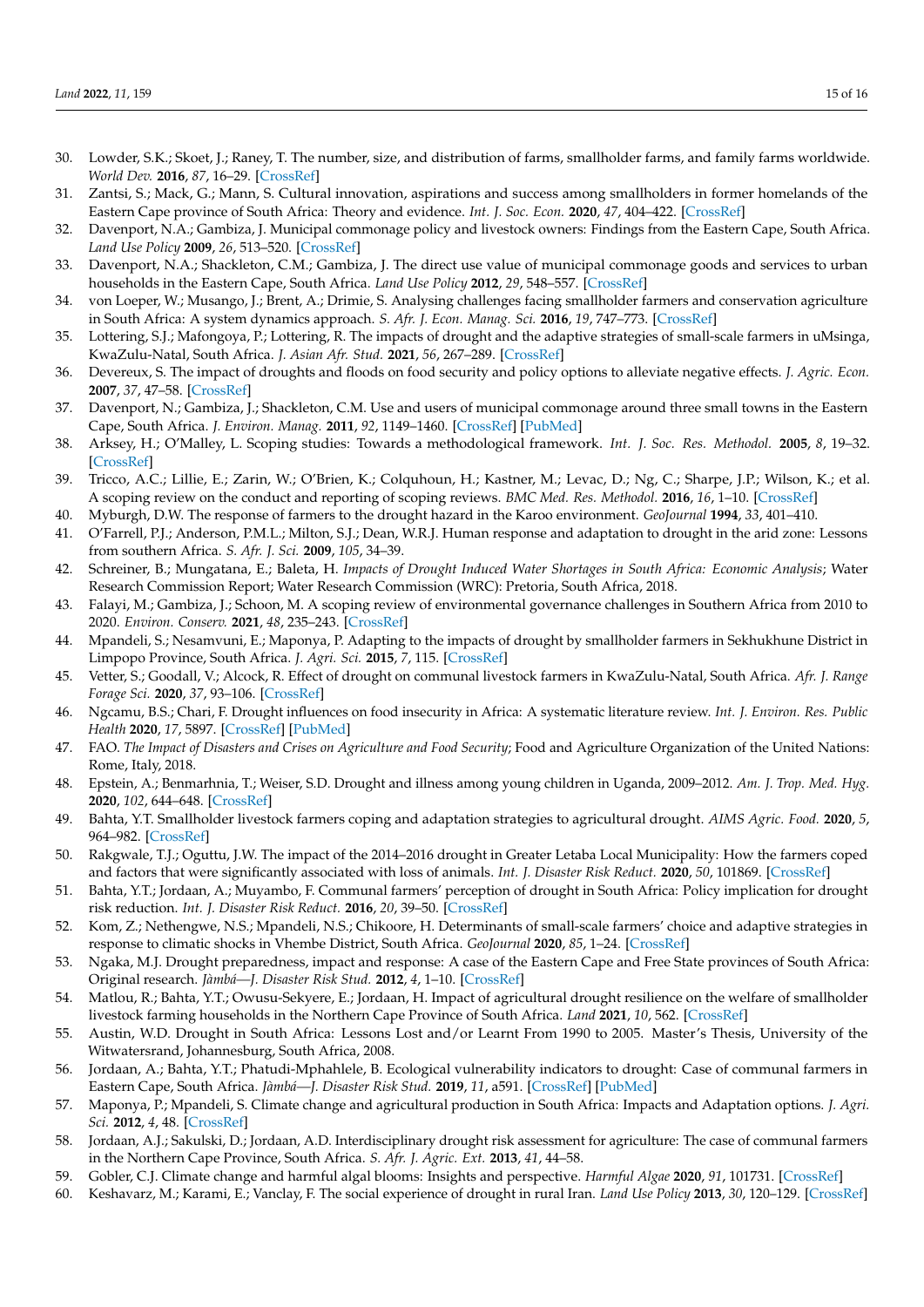30. Lowder, S.K.; Skoet, J.; Raney, T. The number, size, and distribution of farms, smallholder farms, and family farms worldwide. *World Dev.* **2016**, *87*, 16–29. [CrossRef]
31. Zantsi, S.; Mack, G.; Mann, S. Cultural innovation, aspirations and success among smallholders in former homelands of the Eastern Cape province of South Africa: Theory and evidence. *Int. J. Soc. Econ.* **2020**, *47*, 404–422. [CrossRef]
32. Davenport, N.A.; Gambiza, J. Municipal commonage policy and livestock owners: Findings from the Eastern Cape, South Africa. *Land Use Policy* **2009**, *26*, 513–520. [CrossRef]
33. Davenport, N.A.; Shackleton, C.M.; Gambiza, J. The direct use value of municipal commonage goods and services to urban households in the Eastern Cape, South Africa. *Land Use Policy* **2012**, *29*, 548–557. [CrossRef]
34. von Loeper, W.; Musango, J.; Brent, A.; Drimie, S. Analysing challenges facing smallholder farmers and conservation agriculture in South Africa: A system dynamics approach. *S. Afr. J. Econ. Manag. Sci.* **2016**, *19*, 747–773. [CrossRef]
35. Lottering, S.J.; Mafongoya, P.; Lottering, R. The impacts of drought and the adaptive strategies of small-scale farmers in uMsinga, KwaZulu-Natal, South Africa. *J. Asian Afr. Stud.* **2021**, *56*, 267–289. [CrossRef]
36. Devereux, S. The impact of droughts and floods on food security and policy options to alleviate negative effects. *J. Agric. Econ.* **2007**, *37*, 47–58. [CrossRef]
37. Davenport, N.; Gambiza, J.; Shackleton, C.M. Use and users of municipal commonage around three small towns in the Eastern Cape, South Africa. *J. Environ. Manag.* **2011**, *92*, 1149–1460. [CrossRef] [PubMed]
38. Arksey, H.; O'Malley, L. Scoping studies: Towards a methodological framework. *Int. J. Soc. Res. Methodol.* **2005**, *8*, 19–32. [CrossRef]
39. Tricco, A.C.; Lillie, E.; Zarin, W.; O'Brien, K.; Colquhoun, H.; Kastner, M.; Levac, D.; Ng, C.; Sharpe, J.P.; Wilson, K.; et al. A scoping review on the conduct and reporting of scoping reviews. *BMC Med. Res. Methodol.* **2016**, *16*, 1–10. [CrossRef]
40. Myburgh, D.W. The response of farmers to the drought hazard in the Karoo environment. *GeoJournal* **1994**, *33*, 401–410.
41. O'Farrell, P.J.; Anderson, P.M.L.; Milton, S.J.; Dean, W.R.J. Human response and adaptation to drought in the arid zone: Lessons from southern Africa. *S. Afr. J. Sci.* **2009**, *105*, 34–39.
42. Schreiner, B.; Mungatana, E.; Baleta, H. *Impacts of Drought Induced Water Shortages in South Africa: Economic Analysis*; Water Research Commission Report; Water Research Commission (WRC): Pretoria, South Africa, 2018.
43. Falayi, M.; Gambiza, J.; Schoon, M. A scoping review of environmental governance challenges in Southern Africa from 2010 to 2020. *Environ. Conserv.* **2021**, *48*, 235–243. [CrossRef]
44. Mpandeli, S.; Nesamvuni, E.; Maponya, P. Adapting to the impacts of drought by smallholder farmers in Sekhukhune District in Limpopo Province, South Africa. *J. Agri. Sci.* **2015**, *7*, 115. [CrossRef]
45. Vetter, S.; Goodall, V.; Alcock, R. Effect of drought on communal livestock farmers in KwaZulu-Natal, South Africa. *Afr. J. Range Forage Sci.* **2020**, *37*, 93–106. [CrossRef]
46. Ngcamu, B.S.; Chari, F. Drought influences on food insecurity in Africa: A systematic literature review. *Int. J. Environ. Res. Public Health* **2020**, *17*, 5897. [CrossRef] [PubMed]
47. FAO. *The Impact of Disasters and Crises on Agriculture and Food Security*; Food and Agriculture Organization of the United Nations: Rome, Italy, 2018.
48. Epstein, A.; Benmarhnia, T.; Weiser, S.D. Drought and illness among young children in Uganda, 2009–2012. *Am. J. Trop. Med. Hyg.* **2020**, *102*, 644–648. [CrossRef]
49. Bahta, Y.T. Smallholder livestock farmers coping and adaptation strategies to agricultural drought. *AIMS Agric. Food.* **2020**, *5*, 964–982. [CrossRef]
50. Rakgwale, T.J.; Oguttu, J.W. The impact of the 2014–2016 drought in Greater Letaba Local Municipality: How the farmers coped and factors that were significantly associated with loss of animals. *Int. J. Disaster Risk Reduct.* **2020**, *50*, 101869. [CrossRef]
51. Bahta, Y.T.; Jordaan, A.; Muyambo, F. Communal farmers' perception of drought in South Africa: Policy implication for drought risk reduction. *Int. J. Disaster Risk Reduct.* **2016**, *20*, 39–50. [CrossRef]
52. Kom, Z.; Nethengwe, N.S.; Mpandeli, N.S.; Chikoore, H. Determinants of small-scale farmers' choice and adaptive strategies in response to climatic shocks in Vhembe District, South Africa. *GeoJournal* **2020**, *85*, 1–24. [CrossRef]
53. Ngaka, M.J. Drought preparedness, impact and response: A case of the Eastern Cape and Free State provinces of South Africa: Original research. *Jàmbá—J. Disaster Risk Stud.* **2012**, *4*, 1–10. [CrossRef]
54. Matlou, R.; Bahta, Y.T.; Owusu-Sekyere, E.; Jordaan, H. Impact of agricultural drought resilience on the welfare of smallholder livestock farming households in the Northern Cape Province of South Africa. *Land* **2021**, *10*, 562. [CrossRef]
55. Austin, W.D. Drought in South Africa: Lessons Lost and/or Learnt From 1990 to 2005. Master's Thesis, University of the Witwatersrand, Johannesburg, South Africa, 2008.
56. Jordaan, A.; Bahta, Y.T.; Phatudi-Mphahlele, B. Ecological vulnerability indicators to drought: Case of communal farmers in Eastern Cape, South Africa. *Jàmbá—J. Disaster Risk Stud.* **2019**, *11*, a591. [CrossRef] [PubMed]
57. Maponya, P.; Mpandeli, S. Climate change and agricultural production in South Africa: Impacts and Adaptation options. *J. Agri. Sci.* **2012**, *4*, 48. [CrossRef]
58. Jordaan, A.J.; Sakulski, D.; Jordaan, A.D. Interdisciplinary drought risk assessment for agriculture: The case of communal farmers in the Northern Cape Province, South Africa. *S. Afr. J. Agric. Ext.* **2013**, *41*, 44–58.
59. Gobler, C.J. Climate change and harmful algal blooms: Insights and perspective. *Harmful Algae* **2020**, *91*, 101731. [CrossRef]
60. Keshavarz, M.; Karami, E.; Vanclay, F. The social experience of drought in rural Iran. *Land Use Policy* **2013**, *30*, 120–129. [CrossRef]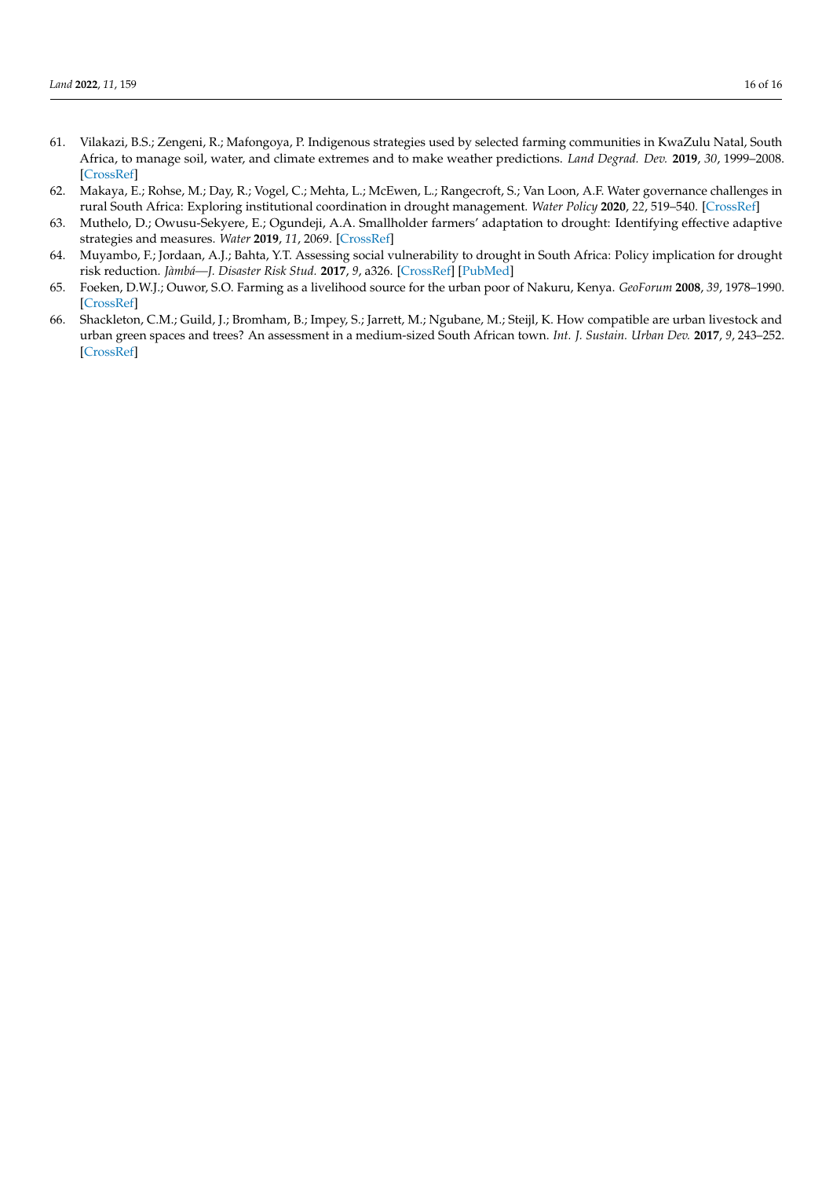61. Vilakazi, B.S.; Zengeni, R.; Mafongoya, P. Indigenous strategies used by selected farming communities in KwaZulu Natal, South Africa, to manage soil, water, and climate extremes and to make weather predictions. *Land Degrad. Dev.* **2019**, *30*, 1999–2008. [CrossRef]
62. Makaya, E.; Rohse, M.; Day, R.; Vogel, C.; Mehta, L.; McEwen, L.; Rangecroft, S.; Van Loon, A.F. Water governance challenges in rural South Africa: Exploring institutional coordination in drought management. *Water Policy* **2020**, *22*, 519–540. [CrossRef]
63. Muthelo, D.; Owusu-Sekyere, E.; Ogundeji, A.A. Smallholder farmers' adaptation to drought: Identifying effective adaptive strategies and measures. *Water* **2019**, *11*, 2069. [CrossRef]
64. Muyambo, F.; Jordaan, A.J.; Bahta, Y.T. Assessing social vulnerability to drought in South Africa: Policy implication for drought risk reduction. *Jàmbá—J. Disaster Risk Stud.* **2017**, *9*, a326. [CrossRef] [PubMed]
65. Foeken, D.W.J.; Ouwor, S.O. Farming as a livelihood source for the urban poor of Nakuru, Kenya. *GeoForum* **2008**, *39*, 1978–1990. [CrossRef]
66. Shackleton, C.M.; Guild, J.; Bromham, B.; Impey, S.; Jarrett, M.; Ngubane, M.; Steijl, K. How compatible are urban livestock and urban green spaces and trees? An assessment in a medium-sized South African town. *Int. J. Sustain. Urban Dev.* **2017**, *9*, 243–252. [CrossRef]